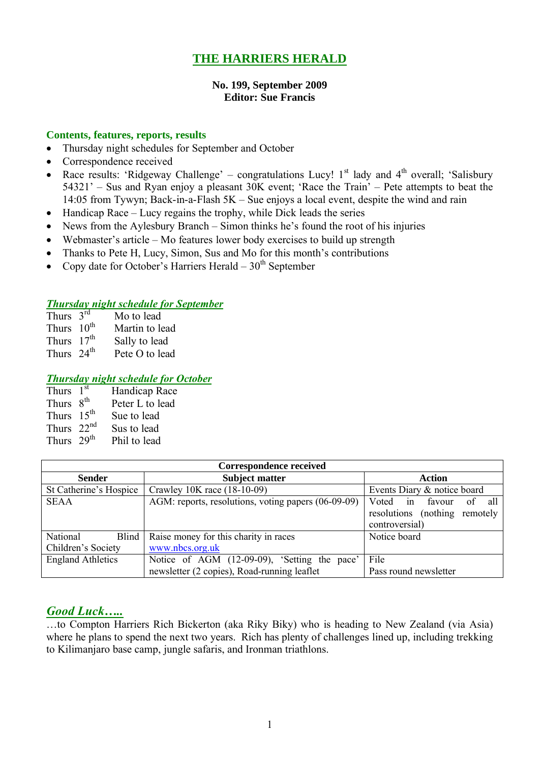# THE HARRIERS HERALD

**No. 199, September 2009**
**Editor: Sue Francis**

### Contents, features, reports, results

- Thursday night schedules for September and October
- Correspondence received
- Race results: 'Ridgeway Challenge' – congratulations Lucy! 1st lady and 4th overall; 'Salisbury 54321' – Sus and Ryan enjoy a pleasant 30K event; 'Race the Train' – Pete attempts to beat the 14:05 from Tywyn; Back-in-a-Flash 5K – Sue enjoys a local event, despite the wind and rain
- Handicap Race – Lucy regains the trophy, while Dick leads the series
- News from the Aylesbury Branch – Simon thinks he's found the root of his injuries
- Webmaster's article – Mo features lower body exercises to build up strength
- Thanks to Pete H, Lucy, Simon, Sus and Mo for this month's contributions
- Copy date for October's Harriers Herald – 30th September

### *Thursday night schedule for September*

Thurs 3rd Mo to lead
Thurs 10th Martin to lead
Thurs 17th Sally to lead
Thurs 24th Pete O to lead

### *Thursday night schedule for October*

Thurs 1st Handicap Race
Thurs 8th Peter L to lead
Thurs 15th Sue to lead
Thurs 22nd Sus to lead
Thurs 29th Phil to lead

| Correspondence received | | |
|---|---|---|
| **Sender** | **Subject matter** | **Action** |
| St Catherine's Hospice | Crawley 10K race (18-10-09) | Events Diary & notice board |
| SEAA | AGM: reports, resolutions, voting papers (06-09-09) | Voted in favour of all resolutions (nothing remotely controversial) |
| National Blind Children's Society | Raise money for this charity in races www.nbcs.org.uk | Notice board |
| England Athletics | Notice of AGM (12-09-09), 'Setting the pace' newsletter (2 copies), Road-running leaflet | File<br>Pass round newsletter |

## *Good Luck…..*

…to Compton Harriers Rich Bickerton (aka Riky Biky) who is heading to New Zealand (via Asia) where he plans to spend the next two years. Rich has plenty of challenges lined up, including trekking to Kilimanjaro base camp, jungle safaris, and Ironman triathlons.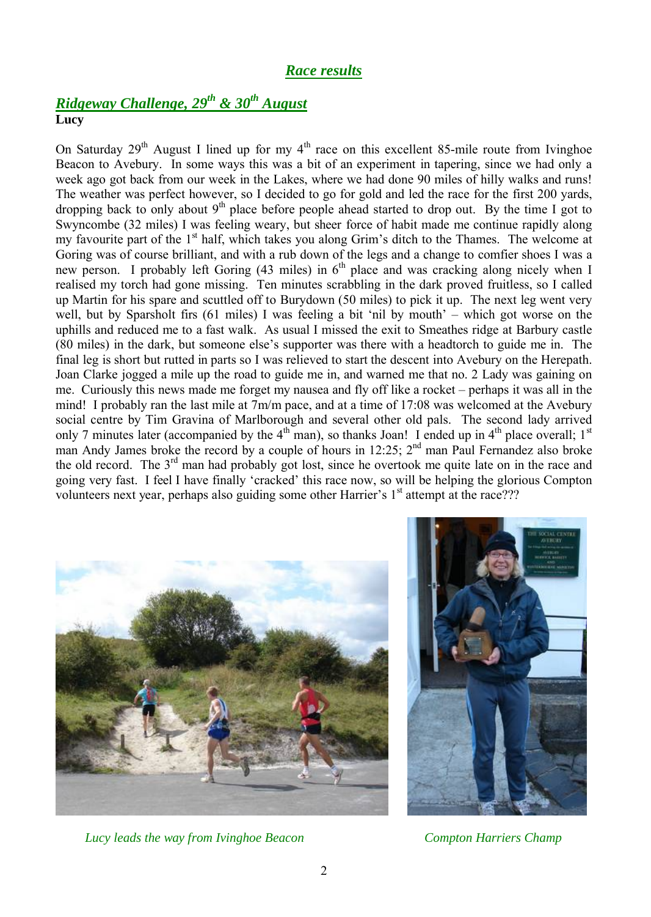## *Race results*

### *Ridgeway Challenge, 29th & 30th August*

**Lucy**

On Saturday 29th August I lined up for my 4th race on this excellent 85-mile route from Ivinghoe Beacon to Avebury. In some ways this was a bit of an experiment in tapering, since we had only a week ago got back from our week in the Lakes, where we had done 90 miles of hilly walks and runs! The weather was perfect however, so I decided to go for gold and led the race for the first 200 yards, dropping back to only about 9th place before people ahead started to drop out. By the time I got to Swyncombe (32 miles) I was feeling weary, but sheer force of habit made me continue rapidly along my favourite part of the 1st half, which takes you along Grim's ditch to the Thames. The welcome at Goring was of course brilliant, and with a rub down of the legs and a change to comfier shoes I was a new person. I probably left Goring (43 miles) in 6th place and was cracking along nicely when I realised my torch had gone missing. Ten minutes scrabbling in the dark proved fruitless, so I called up Martin for his spare and scuttled off to Burydown (50 miles) to pick it up. The next leg went very well, but by Sparsholt firs (61 miles) I was feeling a bit 'nil by mouth' – which got worse on the uphills and reduced me to a fast walk. As usual I missed the exit to Smeathes ridge at Barbury castle (80 miles) in the dark, but someone else's supporter was there with a headtorch to guide me in. The final leg is short but rutted in parts so I was relieved to start the descent into Avebury on the Herepath. Joan Clarke jogged a mile up the road to guide me in, and warned me that no. 2 Lady was gaining on me. Curiously this news made me forget my nausea and fly off like a rocket – perhaps it was all in the mind! I probably ran the last mile at 7m/m pace, and at a time of 17:08 was welcomed at the Avebury social centre by Tim Gravina of Marlborough and several other old pals. The second lady arrived only 7 minutes later (accompanied by the 4th man), so thanks Joan! I ended up in 4th place overall; 1st man Andy James broke the record by a couple of hours in 12:25; 2nd man Paul Fernandez also broke the old record. The 3rd man had probably got lost, since he overtook me quite late on in the race and going very fast. I feel I have finally 'cracked' this race now, so will be helping the glorious Compton volunteers next year, perhaps also guiding some other Harrier's 1st attempt at the race???

*Lucy leads the way from Ivinghoe Beacon*

*Compton Harriers Champ*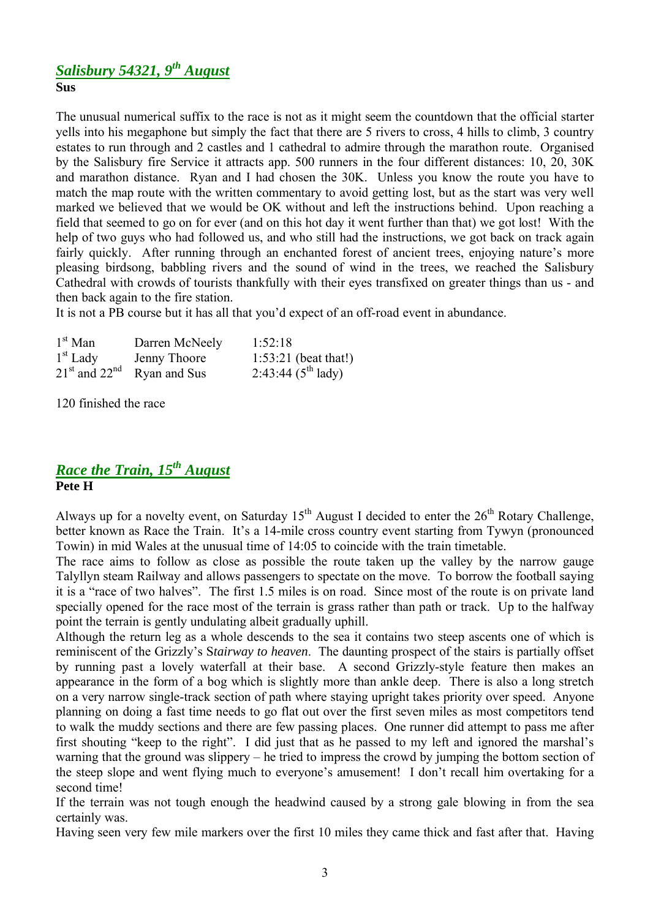## *Salisbury 54321, 9th August*

**Sus**

The unusual numerical suffix to the race is not as it might seem the countdown that the official starter yells into his megaphone but simply the fact that there are 5 rivers to cross, 4 hills to climb, 3 country estates to run through and 2 castles and 1 cathedral to admire through the marathon route. Organised by the Salisbury fire Service it attracts app. 500 runners in the four different distances: 10, 20, 30K and marathon distance. Ryan and I had chosen the 30K. Unless you know the route you have to match the map route with the written commentary to avoid getting lost, but as the start was very well marked we believed that we would be OK without and left the instructions behind. Upon reaching a field that seemed to go on for ever (and on this hot day it went further than that) we got lost! With the help of two guys who had followed us, and who still had the instructions, we got back on track again fairly quickly. After running through an enchanted forest of ancient trees, enjoying nature's more pleasing birdsong, babbling rivers and the sound of wind in the trees, we reached the Salisbury Cathedral with crowds of tourists thankfully with their eyes transfixed on greater things than us - and then back again to the fire station.

It is not a PB course but it has all that you'd expect of an off-road event in abundance.

| | | |
|---|---|---|
| 1st Man | Darren McNeely | 1:52:18 |
| 1st Lady | Jenny Thoore | 1:53:21 (beat that!) |
| 21st and 22nd | Ryan and Sus | 2:43:44 (5th lady) |

120 finished the race

## *Race the Train, 15th August*

**Pete H**

Always up for a novelty event, on Saturday 15th August I decided to enter the 26th Rotary Challenge, better known as Race the Train. It's a 14-mile cross country event starting from Tywyn (pronounced Towin) in mid Wales at the unusual time of 14:05 to coincide with the train timetable.

The race aims to follow as close as possible the route taken up the valley by the narrow gauge Talyllyn steam Railway and allows passengers to spectate on the move. To borrow the football saying it is a "race of two halves". The first 1.5 miles is on road. Since most of the route is on private land specially opened for the race most of the terrain is grass rather than path or track. Up to the halfway point the terrain is gently undulating albeit gradually uphill.

Although the return leg as a whole descends to the sea it contains two steep ascents one of which is reminiscent of the Grizzly's S*tairway to heaven*. The daunting prospect of the stairs is partially offset by running past a lovely waterfall at their base. A second Grizzly-style feature then makes an appearance in the form of a bog which is slightly more than ankle deep. There is also a long stretch on a very narrow single-track section of path where staying upright takes priority over speed. Anyone planning on doing a fast time needs to go flat out over the first seven miles as most competitors tend to walk the muddy sections and there are few passing places. One runner did attempt to pass me after first shouting "keep to the right". I did just that as he passed to my left and ignored the marshal's warning that the ground was slippery – he tried to impress the crowd by jumping the bottom section of the steep slope and went flying much to everyone's amusement! I don't recall him overtaking for a second time!

If the terrain was not tough enough the headwind caused by a strong gale blowing in from the sea certainly was.

Having seen very few mile markers over the first 10 miles they came thick and fast after that. Having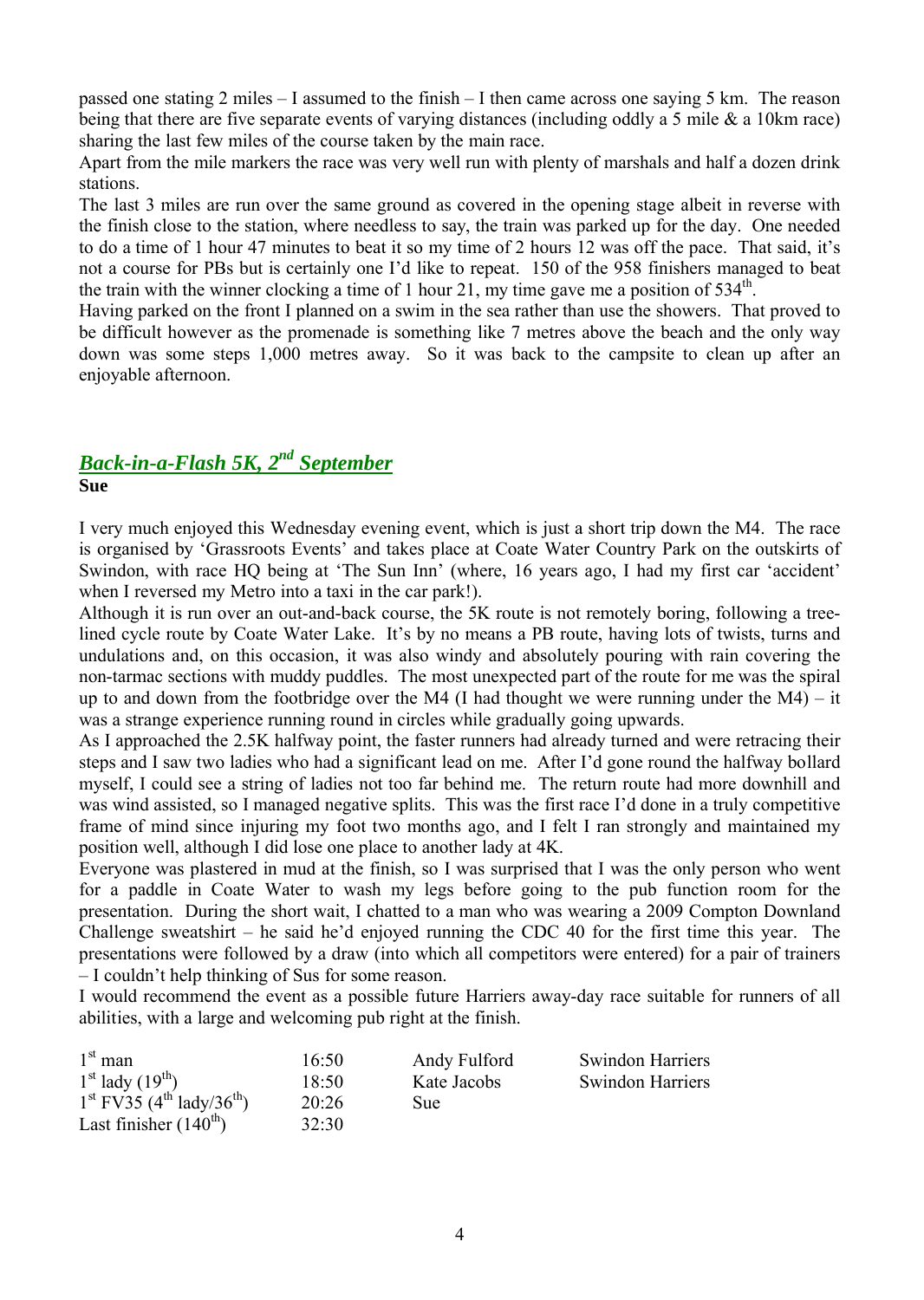passed one stating 2 miles – I assumed to the finish – I then came across one saying 5 km. The reason being that there are five separate events of varying distances (including oddly a 5 mile & a 10km race) sharing the last few miles of the course taken by the main race.

Apart from the mile markers the race was very well run with plenty of marshals and half a dozen drink stations.

The last 3 miles are run over the same ground as covered in the opening stage albeit in reverse with the finish close to the station, where needless to say, the train was parked up for the day. One needed to do a time of 1 hour 47 minutes to beat it so my time of 2 hours 12 was off the pace. That said, it's not a course for PBs but is certainly one I'd like to repeat. 150 of the 958 finishers managed to beat the train with the winner clocking a time of 1 hour 21, my time gave me a position of 534th.

Having parked on the front I planned on a swim in the sea rather than use the showers. That proved to be difficult however as the promenade is something like 7 metres above the beach and the only way down was some steps 1,000 metres away. So it was back to the campsite to clean up after an enjoyable afternoon.

## *Back-in-a-Flash 5K, 2nd September*

**Sue**

I very much enjoyed this Wednesday evening event, which is just a short trip down the M4. The race is organised by 'Grassroots Events' and takes place at Coate Water Country Park on the outskirts of Swindon, with race HQ being at 'The Sun Inn' (where, 16 years ago, I had my first car 'accident' when I reversed my Metro into a taxi in the car park!).

Although it is run over an out-and-back course, the 5K route is not remotely boring, following a tree-lined cycle route by Coate Water Lake. It's by no means a PB route, having lots of twists, turns and undulations and, on this occasion, it was also windy and absolutely pouring with rain covering the non-tarmac sections with muddy puddles. The most unexpected part of the route for me was the spiral up to and down from the footbridge over the M4 (I had thought we were running under the M4) – it was a strange experience running round in circles while gradually going upwards.

As I approached the 2.5K halfway point, the faster runners had already turned and were retracing their steps and I saw two ladies who had a significant lead on me. After I'd gone round the halfway bollard myself, I could see a string of ladies not too far behind me. The return route had more downhill and was wind assisted, so I managed negative splits. This was the first race I'd done in a truly competitive frame of mind since injuring my foot two months ago, and I felt I ran strongly and maintained my position well, although I did lose one place to another lady at 4K.

Everyone was plastered in mud at the finish, so I was surprised that I was the only person who went for a paddle in Coate Water to wash my legs before going to the pub function room for the presentation. During the short wait, I chatted to a man who was wearing a 2009 Compton Downland Challenge sweatshirt – he said he'd enjoyed running the CDC 40 for the first time this year. The presentations were followed by a draw (into which all competitors were entered) for a pair of trainers – I couldn't help thinking of Sus for some reason.

I would recommend the event as a possible future Harriers away-day race suitable for runners of all abilities, with a large and welcoming pub right at the finish.

| | | | |
|---|---|---|---|
| 1st man | 16:50 | Andy Fulford | Swindon Harriers |
| 1st lady (19th) | 18:50 | Kate Jacobs | Swindon Harriers |
| 1st FV35 (4th lady/36th) | 20:26 | Sue | |
| Last finisher (140th) | 32:30 | | |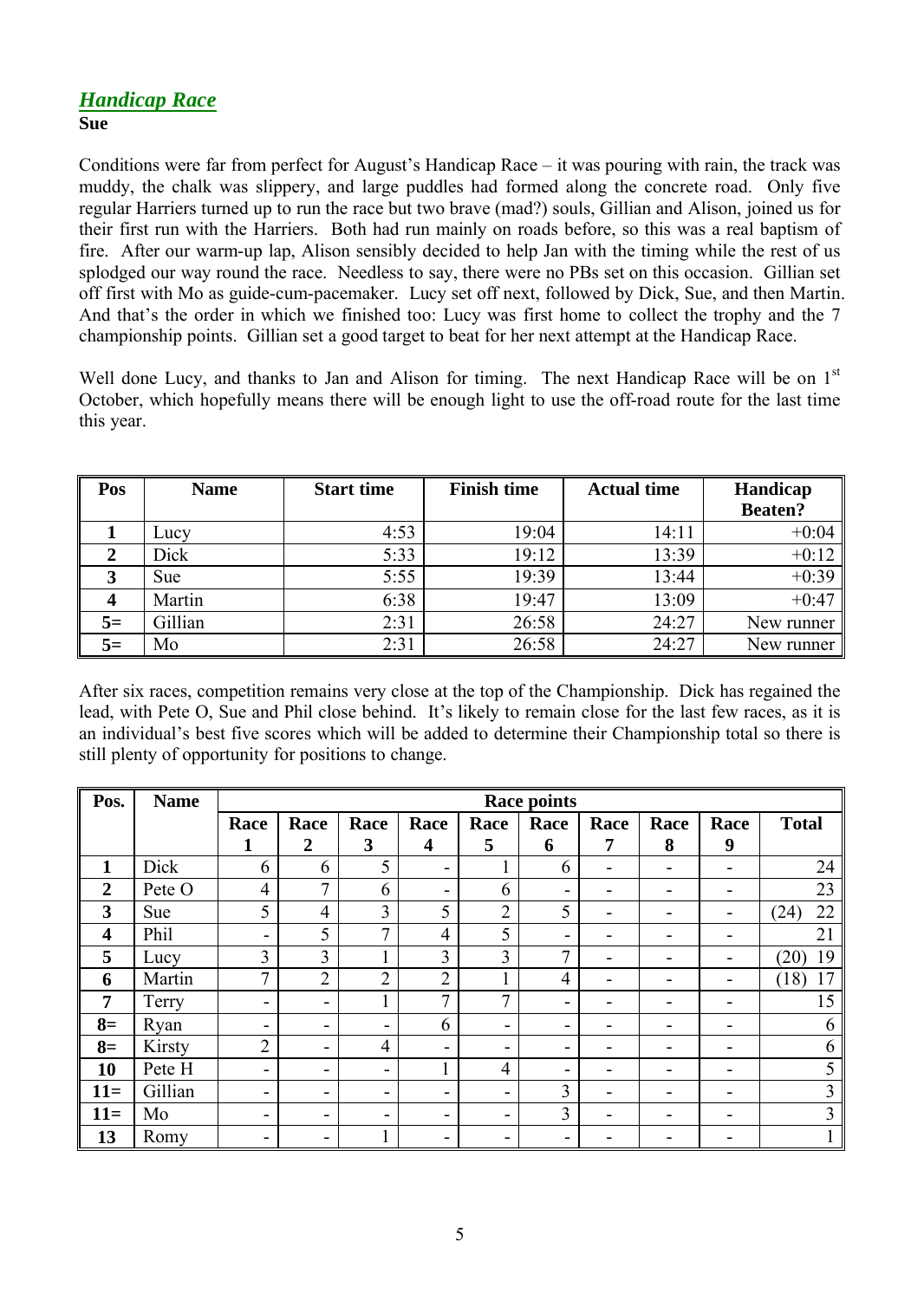## *Handicap Race*

**Sue**

Conditions were far from perfect for August's Handicap Race – it was pouring with rain, the track was muddy, the chalk was slippery, and large puddles had formed along the concrete road. Only five regular Harriers turned up to run the race but two brave (mad?) souls, Gillian and Alison, joined us for their first run with the Harriers. Both had run mainly on roads before, so this was a real baptism of fire. After our warm-up lap, Alison sensibly decided to help Jan with the timing while the rest of us splodged our way round the race. Needless to say, there were no PBs set on this occasion. Gillian set off first with Mo as guide-cum-pacemaker. Lucy set off next, followed by Dick, Sue, and then Martin. And that's the order in which we finished too: Lucy was first home to collect the trophy and the 7 championship points. Gillian set a good target to beat for her next attempt at the Handicap Race.

Well done Lucy, and thanks to Jan and Alison for timing. The next Handicap Race will be on 1st October, which hopefully means there will be enough light to use the off-road route for the last time this year.

| Pos | Name | Start time | Finish time | Actual time | Handicap Beaten? |
|---|---|---|---|---|---|
| 1 | Lucy | 4:53 | 19:04 | 14:11 | +0:04 |
| 2 | Dick | 5:33 | 19:12 | 13:39 | +0:12 |
| 3 | Sue | 5:55 | 19:39 | 13:44 | +0:39 |
| 4 | Martin | 6:38 | 19:47 | 13:09 | +0:47 |
| 5= | Gillian | 2:31 | 26:58 | 24:27 | New runner |
| 5= | Mo | 2:31 | 26:58 | 24:27 | New runner |

After six races, competition remains very close at the top of the Championship. Dick has regained the lead, with Pete O, Sue and Phil close behind. It's likely to remain close for the last few races, as it is an individual's best five scores which will be added to determine their Championship total so there is still plenty of opportunity for positions to change.

| Pos. | Name | Race points | | | | | | | | | |
|---|---|---|---|---|---|---|---|---|---|---|---|
| | | Race 1 | Race 2 | Race 3 | Race 4 | Race 5 | Race 6 | Race 7 | Race 8 | Race 9 | Total |
| 1 | Dick | 6 | 6 | 5 | - | 1 | 6 | - | - | - | 24 |
| 2 | Pete O | 4 | 7 | 6 | - | 6 | - | - | - | - | 23 |
| 3 | Sue | 5 | 4 | 3 | 5 | 2 | 5 | - | - | - | (24) 22 |
| 4 | Phil | - | 5 | 7 | 4 | 5 | - | - | - | - | 21 |
| 5 | Lucy | 3 | 3 | 1 | 3 | 3 | 7 | - | - | - | (20) 19 |
| 6 | Martin | 7 | 2 | 2 | 2 | 1 | 4 | - | - | - | (18) 17 |
| 7 | Terry | - | - | 1 | 7 | 7 | - | - | - | - | 15 |
| 8= | Ryan | - | - | - | 6 | - | - | - | - | - | 6 |
| 8= | Kirsty | 2 | - | 4 | - | - | - | - | - | - | 6 |
| 10 | Pete H | - | - | - | 1 | 4 | - | - | - | - | 5 |
| 11= | Gillian | - | - | - | - | - | 3 | - | - | - | 3 |
| 11= | Mo | - | - | - | - | - | 3 | - | - | - | 3 |
| 13 | Romy | - | - | 1 | - | - | - | - | - | - | 1 |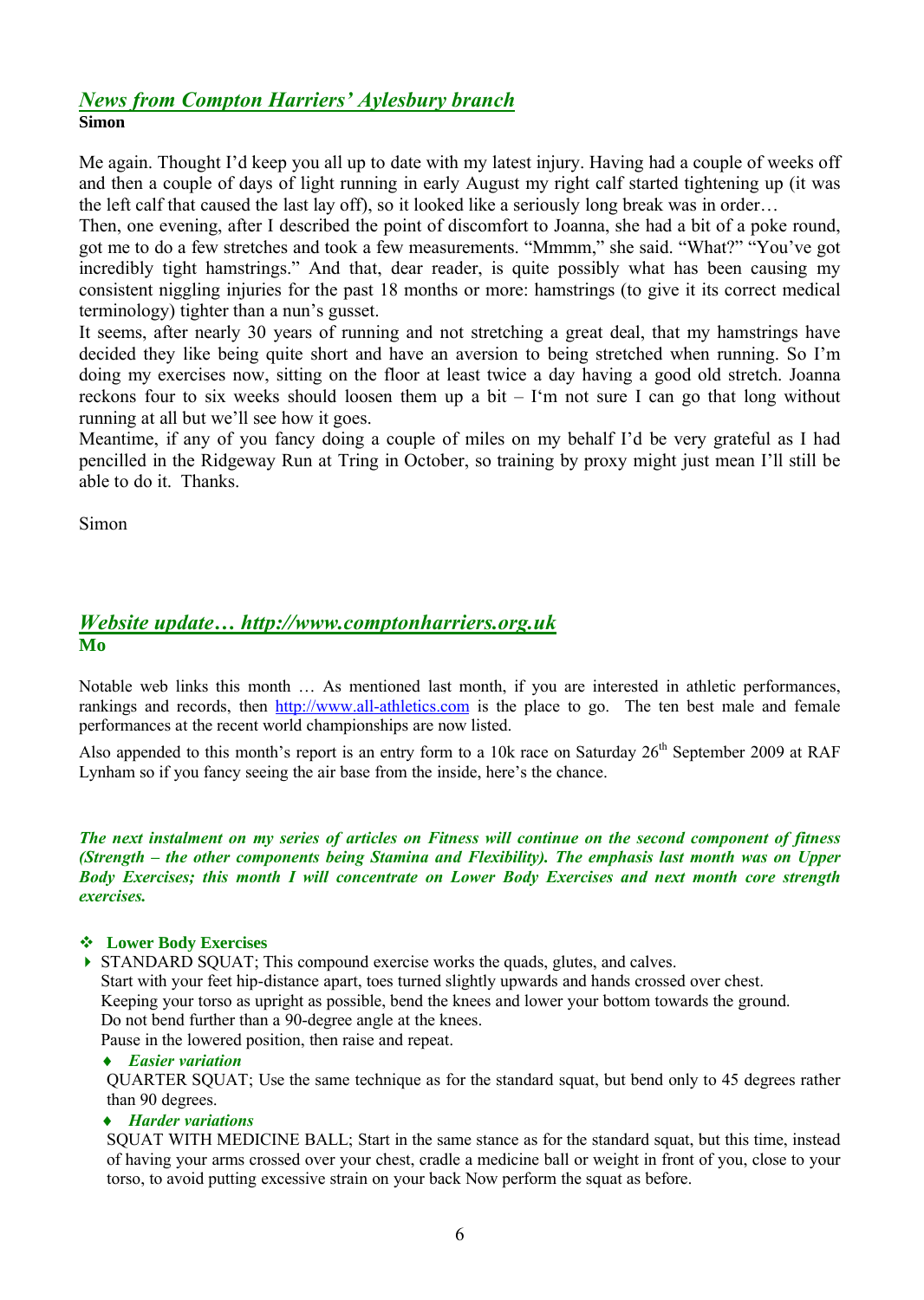## *News from Compton Harriers' Aylesbury branch*

**Simon**

Me again. Thought I'd keep you all up to date with my latest injury. Having had a couple of weeks off and then a couple of days of light running in early August my right calf started tightening up (it was the left calf that caused the last lay off), so it looked like a seriously long break was in order…

Then, one evening, after I described the point of discomfort to Joanna, she had a bit of a poke round, got me to do a few stretches and took a few measurements. "Mmmm," she said. "What?" "You've got incredibly tight hamstrings." And that, dear reader, is quite possibly what has been causing my consistent niggling injuries for the past 18 months or more: hamstrings (to give it its correct medical terminology) tighter than a nun's gusset.

It seems, after nearly 30 years of running and not stretching a great deal, that my hamstrings have decided they like being quite short and have an aversion to being stretched when running. So I'm doing my exercises now, sitting on the floor at least twice a day having a good old stretch. Joanna reckons four to six weeks should loosen them up a bit – I'm not sure I can go that long without running at all but we'll see how it goes.

Meantime, if any of you fancy doing a couple of miles on my behalf I'd be very grateful as I had pencilled in the Ridgeway Run at Tring in October, so training by proxy might just mean I'll still be able to do it. Thanks.

Simon

## *Website update… http://www.comptonharriers.org.uk*

**Mo**

Notable web links this month … As mentioned last month, if you are interested in athletic performances, rankings and records, then http://www.all-athletics.com is the place to go. The ten best male and female performances at the recent world championships are now listed.

Also appended to this month's report is an entry form to a 10k race on Saturday 26th September 2009 at RAF Lynham so if you fancy seeing the air base from the inside, here's the chance.

***The next instalment on my series of articles on Fitness will continue on the second component of fitness (Strength – the other components being Stamina and Flexibility). The emphasis last month was on Upper Body Exercises; this month I will concentrate on Lower Body Exercises and next month core strength exercises.***

- **Lower Body Exercises**
- STANDARD SQUAT; This compound exercise works the quads, glutes, and calves.
  Start with your feet hip-distance apart, toes turned slightly upwards and hands crossed over chest.
  Keeping your torso as upright as possible, bend the knees and lower your bottom towards the ground.
  Do not bend further than a 90-degree angle at the knees.
  Pause in the lowered position, then raise and repeat.
  - ***Easier variation***

    QUARTER SQUAT; Use the same technique as for the standard squat, but bend only to 45 degrees rather than 90 degrees.
  - ***Harder variations***

    SQUAT WITH MEDICINE BALL; Start in the same stance as for the standard squat, but this time, instead of having your arms crossed over your chest, cradle a medicine ball or weight in front of you, close to your torso, to avoid putting excessive strain on your back Now perform the squat as before.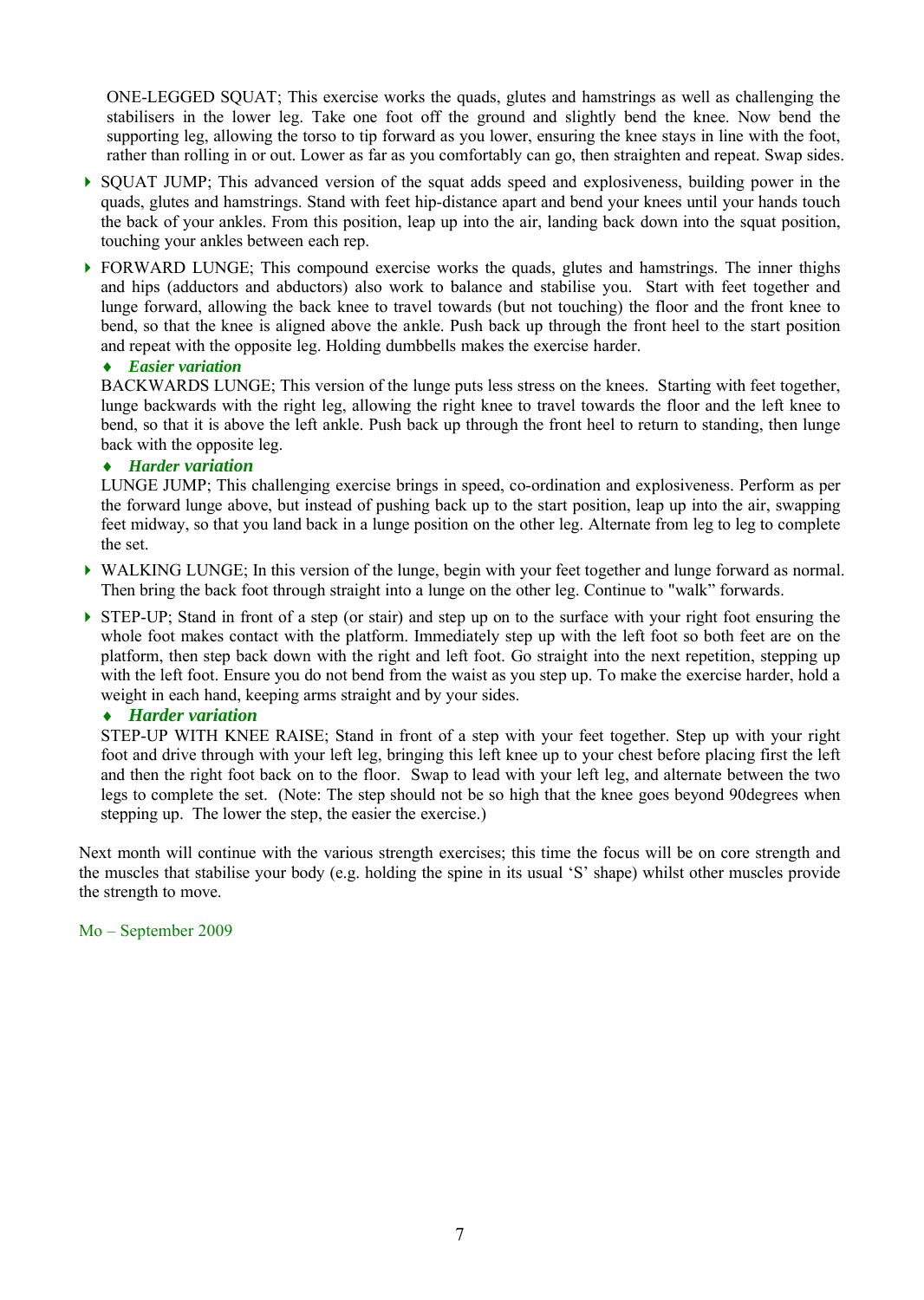ONE-LEGGED SQUAT; This exercise works the quads, glutes and hamstrings as well as challenging the stabilisers in the lower leg. Take one foot off the ground and slightly bend the knee. Now bend the supporting leg, allowing the torso to tip forward as you lower, ensuring the knee stays in line with the foot, rather than rolling in or out. Lower as far as you comfortably can go, then straighten and repeat. Swap sides.

- SQUAT JUMP; This advanced version of the squat adds speed and explosiveness, building power in the quads, glutes and hamstrings. Stand with feet hip-distance apart and bend your knees until your hands touch the back of your ankles. From this position, leap up into the air, landing back down into the squat position, touching your ankles between each rep.

- FORWARD LUNGE; This compound exercise works the quads, glutes and hamstrings. The inner thighs and hips (adductors and abductors) also work to balance and stabilise you. Start with feet together and lunge forward, allowing the back knee to travel towards (but not touching) the floor and the front knee to bend, so that the knee is aligned above the ankle. Push back up through the front heel to the start position and repeat with the opposite leg. Holding dumbbells makes the exercise harder.

  ♦ ***Easier variation***

  BACKWARDS LUNGE; This version of the lunge puts less stress on the knees. Starting with feet together, lunge backwards with the right leg, allowing the right knee to travel towards the floor and the left knee to bend, so that it is above the left ankle. Push back up through the front heel to return to standing, then lunge back with the opposite leg.

  ♦ ***Harder variation***

  LUNGE JUMP; This challenging exercise brings in speed, co-ordination and explosiveness. Perform as per the forward lunge above, but instead of pushing back up to the start position, leap up into the air, swapping feet midway, so that you land back in a lunge position on the other leg. Alternate from leg to leg to complete the set.

- WALKING LUNGE; In this version of the lunge, begin with your feet together and lunge forward as normal. Then bring the back foot through straight into a lunge on the other leg. Continue to "walk" forwards.

- STEP-UP; Stand in front of a step (or stair) and step up on to the surface with your right foot ensuring the whole foot makes contact with the platform. Immediately step up with the left foot so both feet are on the platform, then step back down with the right and left foot. Go straight into the next repetition, stepping up with the left foot. Ensure you do not bend from the waist as you step up. To make the exercise harder, hold a weight in each hand, keeping arms straight and by your sides.

  ♦ ***Harder variation***

  STEP-UP WITH KNEE RAISE; Stand in front of a step with your feet together. Step up with your right foot and drive through with your left leg, bringing this left knee up to your chest before placing first the left and then the right foot back on to the floor. Swap to lead with your left leg, and alternate between the two legs to complete the set. (Note: The step should not be so high that the knee goes beyond 90degrees when stepping up. The lower the step, the easier the exercise.)

Next month will continue with the various strength exercises; this time the focus will be on core strength and the muscles that stabilise your body (e.g. holding the spine in its usual 'S' shape) whilst other muscles provide the strength to move.

Mo – September 2009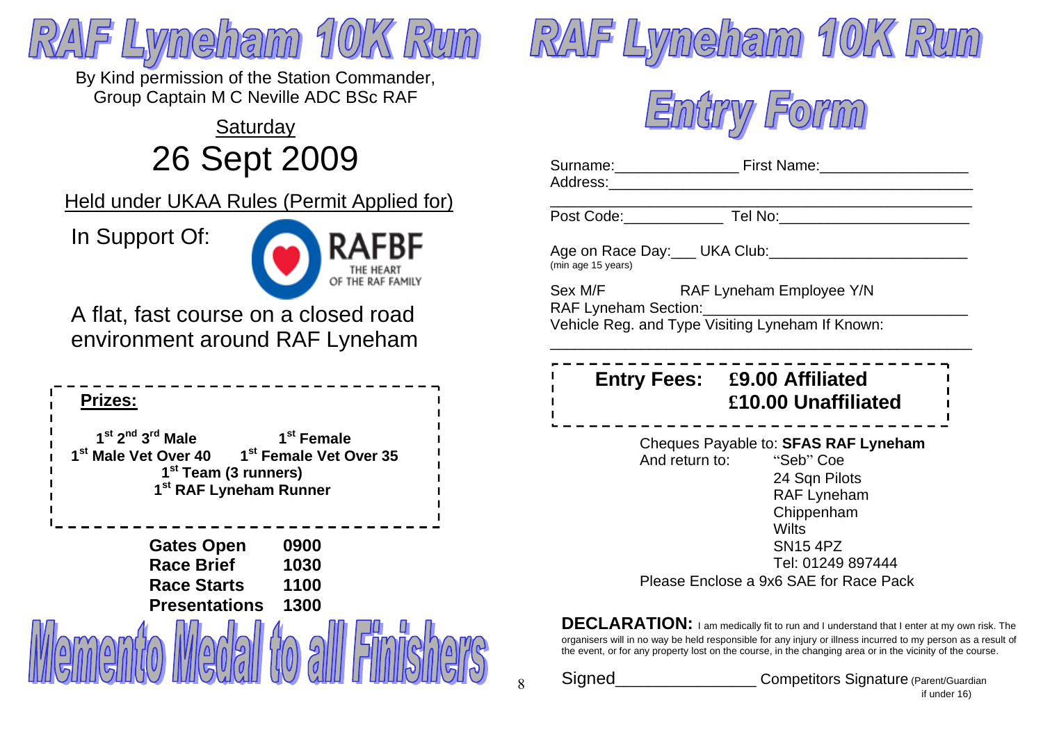# RAF Lyneham 10K Run

By Kind permission of the Station Commander,
Group Captain M C Neville ADC BSc RAF

Saturday

## 26 Sept 2009

Held under UKAA Rules (Permit Applied for)

In Support Of: RAFBF THE HEART OF THE RAF FAMILY

A flat, fast course on a closed road environment around RAF Lyneham

**Prizes:**

**1st 2nd 3rd Male** **1st Female**
**1st Male Vet Over 40** **1st Female Vet Over 35**
**1st Team (3 runners)**
**1st RAF Lyneham Runner**

| | |
|---|---|
| **Gates Open** | **0900** |
| **Race Brief** | **1030** |
| **Race Starts** | **1100** |
| **Presentations** | **1300** |

## Memento Medal to all Finishers

# RAF Lyneham 10K Run

# Entry Form

Surname:______________ First Name:________________
Address:_________________________________________
_________________________________________________
Post Code:___________ Tel No:_____________________

Age on Race Day:___ UKA Club:______________________
(min age 15 years)

Sex M/F RAF Lyneham Employee Y/N
RAF Lyneham Section:_____________________________
Vehicle Reg. and Type Visiting Lyneham If Known:
_________________________________________________

**Entry Fees:** **£9.00 Affiliated**
**£10.00 Unaffiliated**

Cheques Payable to: **SFAS RAF Lyneham**
And return to: "Seb" Coe
24 Sqn Pilots
RAF Lyneham
Chippenham
Wilts
SN15 4PZ
Tel: 01249 897444

Please Enclose a 9x6 SAE for Race Pack

**DECLARATION:** I am medically fit to run and I understand that I enter at my own risk. The organisers will in no way be held responsible for any injury or illness incurred to my person as a result of the event, or for any property lost on the course, in the changing area or in the vicinity of the course.

Signed______________ Competitors Signature (Parent/Guardian if under 16)